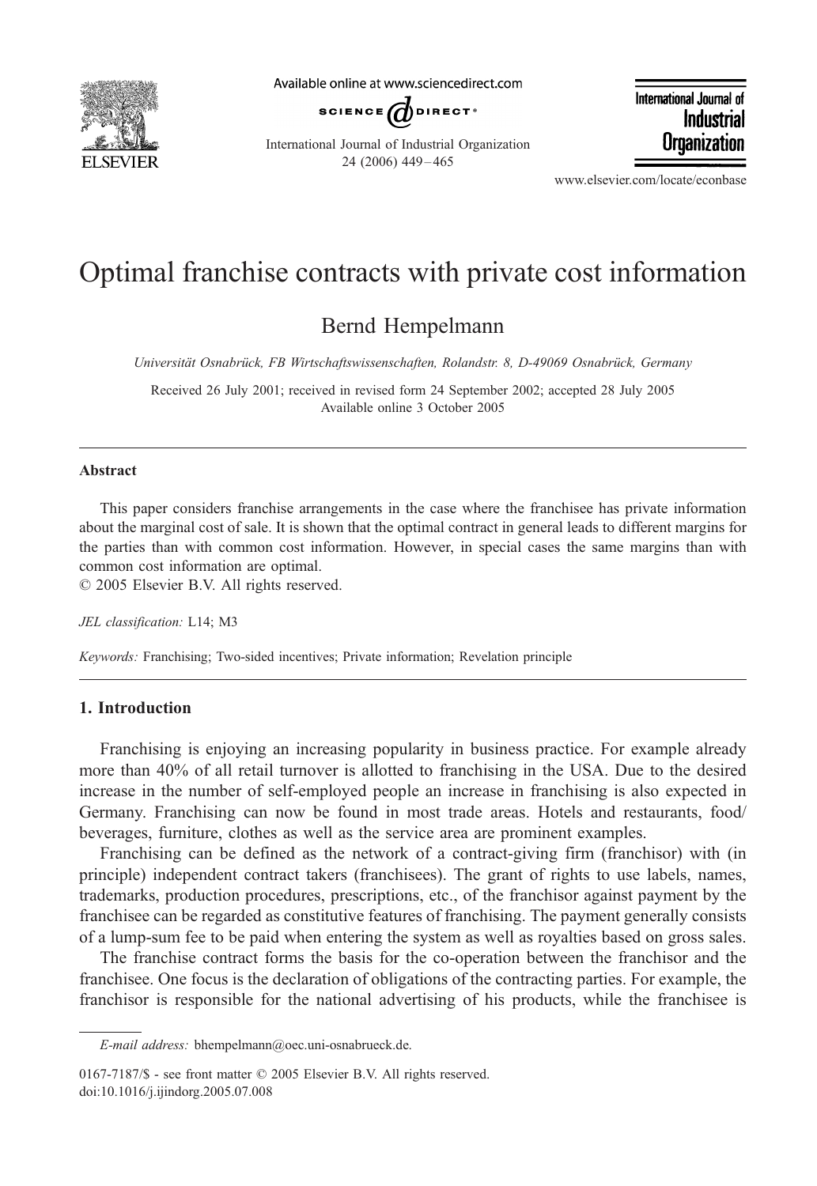# Optimal franchise contracts with private cost information

Bernd Hempelmann

*Universität Osnabrück, FB Wirtschaftswissenschaften, Rolandstr. 8, D-49069 Osnabrück, Germany*

Received 26 July 2001; received in revised form 24 September 2002; accepted 28 July 2005
Available online 3 October 2005

## Abstract

This paper considers franchise arrangements in the case where the franchisee has private information about the marginal cost of sale. It is shown that the optimal contract in general leads to different margins for the parties than with common cost information. However, in special cases the same margins than with common cost information are optimal.

© 2005 Elsevier B.V. All rights reserved.

*JEL classification:* L14; M3

*Keywords:* Franchising; Two-sided incentives; Private information; Revelation principle

## 1. Introduction

Franchising is enjoying an increasing popularity in business practice. For example already more than 40% of all retail turnover is allotted to franchising in the USA. Due to the desired increase in the number of self-employed people an increase in franchising is also expected in Germany. Franchising can now be found in most trade areas. Hotels and restaurants, food/beverages, furniture, clothes as well as the service area are prominent examples.

Franchising can be defined as the network of a contract-giving firm (franchisor) with (in principle) independent contract takers (franchisees). The grant of rights to use labels, names, trademarks, production procedures, prescriptions, etc., of the franchisor against payment by the franchisee can be regarded as constitutive features of franchising. The payment generally consists of a lump-sum fee to be paid when entering the system as well as royalties based on gross sales.

The franchise contract forms the basis for the co-operation between the franchisor and the franchisee. One focus is the declaration of obligations of the contracting parties. For example, the franchisor is responsible for the national advertising of his products, while the franchisee is

*E-mail address:* bhempelmann@oec.uni-osnabrueck.de.

0167-7187/$ - see front matter © 2005 Elsevier B.V. All rights reserved.
doi:10.1016/j.ijindorg.2005.07.008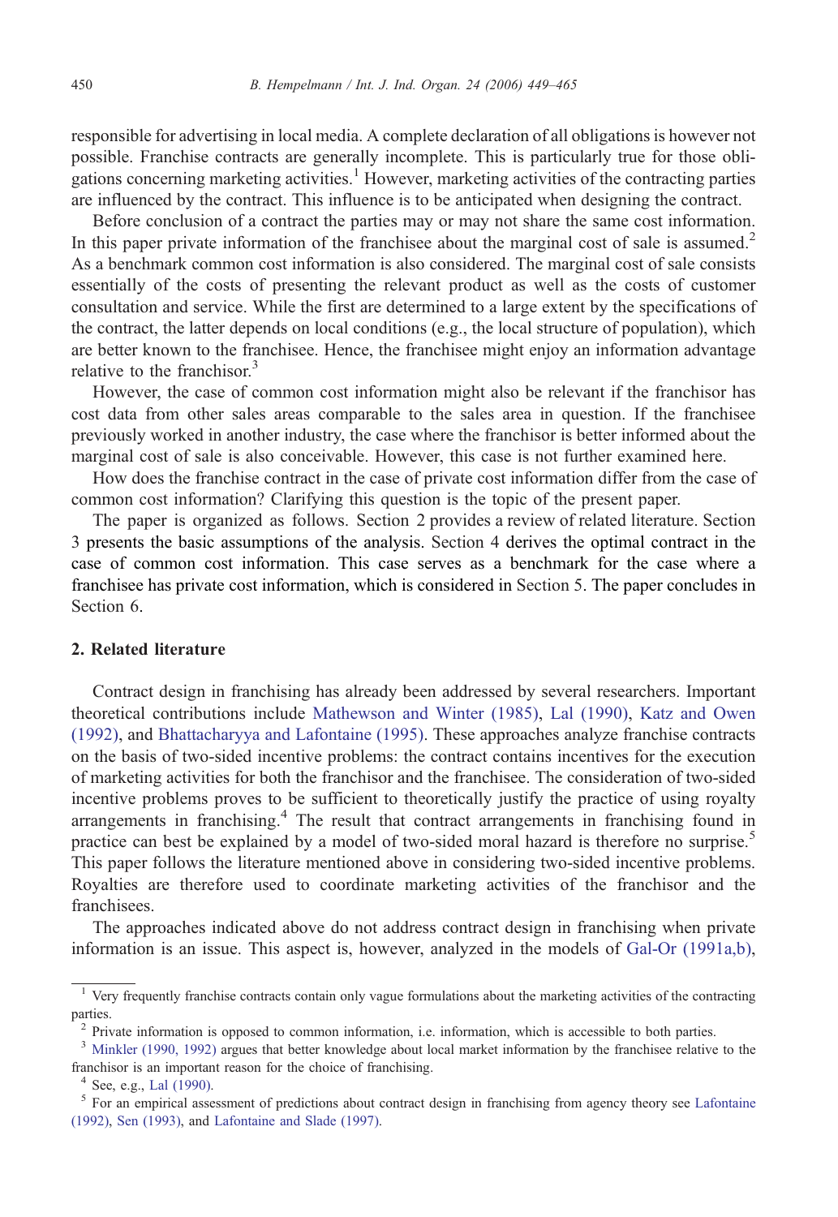responsible for advertising in local media. A complete declaration of all obligations is however not possible. Franchise contracts are generally incomplete. This is particularly true for those obligations concerning marketing activities.[1] However, marketing activities of the contracting parties are influenced by the contract. This influence is to be anticipated when designing the contract.

Before conclusion of a contract the parties may or may not share the same cost information. In this paper private information of the franchisee about the marginal cost of sale is assumed.[2] As a benchmark common cost information is also considered. The marginal cost of sale consists essentially of the costs of presenting the relevant product as well as the costs of customer consultation and service. While the first are determined to a large extent by the specifications of the contract, the latter depends on local conditions (e.g., the local structure of population), which are better known to the franchisee. Hence, the franchisee might enjoy an information advantage relative to the franchisor.[3]

However, the case of common cost information might also be relevant if the franchisor has cost data from other sales areas comparable to the sales area in question. If the franchisee previously worked in another industry, the case where the franchisor is better informed about the marginal cost of sale is also conceivable. However, this case is not further examined here.

How does the franchise contract in the case of private cost information differ from the case of common cost information? Clarifying this question is the topic of the present paper.

The paper is organized as follows. Section 2 provides a review of related literature. Section 3 presents the basic assumptions of the analysis. Section 4 derives the optimal contract in the case of common cost information. This case serves as a benchmark for the case where a franchisee has private cost information, which is considered in Section 5. The paper concludes in Section 6.

## 2. Related literature

Contract design in franchising has already been addressed by several researchers. Important theoretical contributions include Mathewson and Winter (1985), Lal (1990), Katz and Owen (1992), and Bhattacharyya and Lafontaine (1995). These approaches analyze franchise contracts on the basis of two-sided incentive problems: the contract contains incentives for the execution of marketing activities for both the franchisor and the franchisee. The consideration of two-sided incentive problems proves to be sufficient to theoretically justify the practice of using royalty arrangements in franchising.[4] The result that contract arrangements in franchising found in practice can best be explained by a model of two-sided moral hazard is therefore no surprise.[5] This paper follows the literature mentioned above in considering two-sided incentive problems. Royalties are therefore used to coordinate marketing activities of the franchisor and the franchisees.

The approaches indicated above do not address contract design in franchising when private information is an issue. This aspect is, however, analyzed in the models of Gal-Or (1991a,b),

---

[1] Very frequently franchise contracts contain only vague formulations about the marketing activities of the contracting parties.

[2] Private information is opposed to common information, i.e. information, which is accessible to both parties.

[3] Minkler (1990, 1992) argues that better knowledge about local market information by the franchisee relative to the franchisor is an important reason for the choice of franchising.

[4] See, e.g., Lal (1990).

[5] For an empirical assessment of predictions about contract design in franchising from agency theory see Lafontaine (1992), Sen (1993), and Lafontaine and Slade (1997).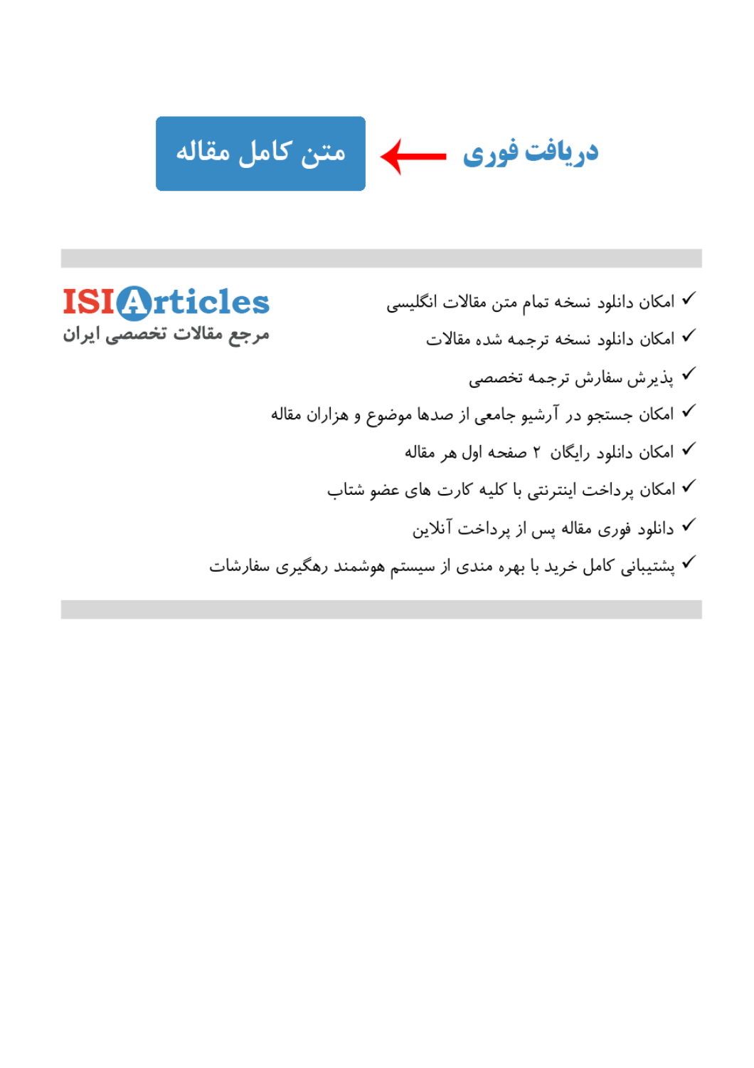دریافت فوری ← **متن کامل مقاله**

**ISIArticles**
مرجع مقالات تخصصی ایران

- ✓ امکان دانلود نسخه تمام متن مقالات انگلیسی
- ✓ امکان دانلود نسخه ترجمه شده مقالات
- ✓ پذیرش سفارش ترجمه تخصصی
- ✓ امکان جستجو در آرشیو جامعی از صدها موضوع و هزاران مقاله
- ✓ امکان دانلود رایگان ۲ صفحه اول هر مقاله
- ✓ امکان پرداخت اینترنتی با کلیه کارت های عضو شتاب
- ✓ دانلود فوری مقاله پس از پرداخت آنلاین
- ✓ پشتیبانی کامل خرید با بهره مندی از سیستم هوشمند رهگیری سفارشات